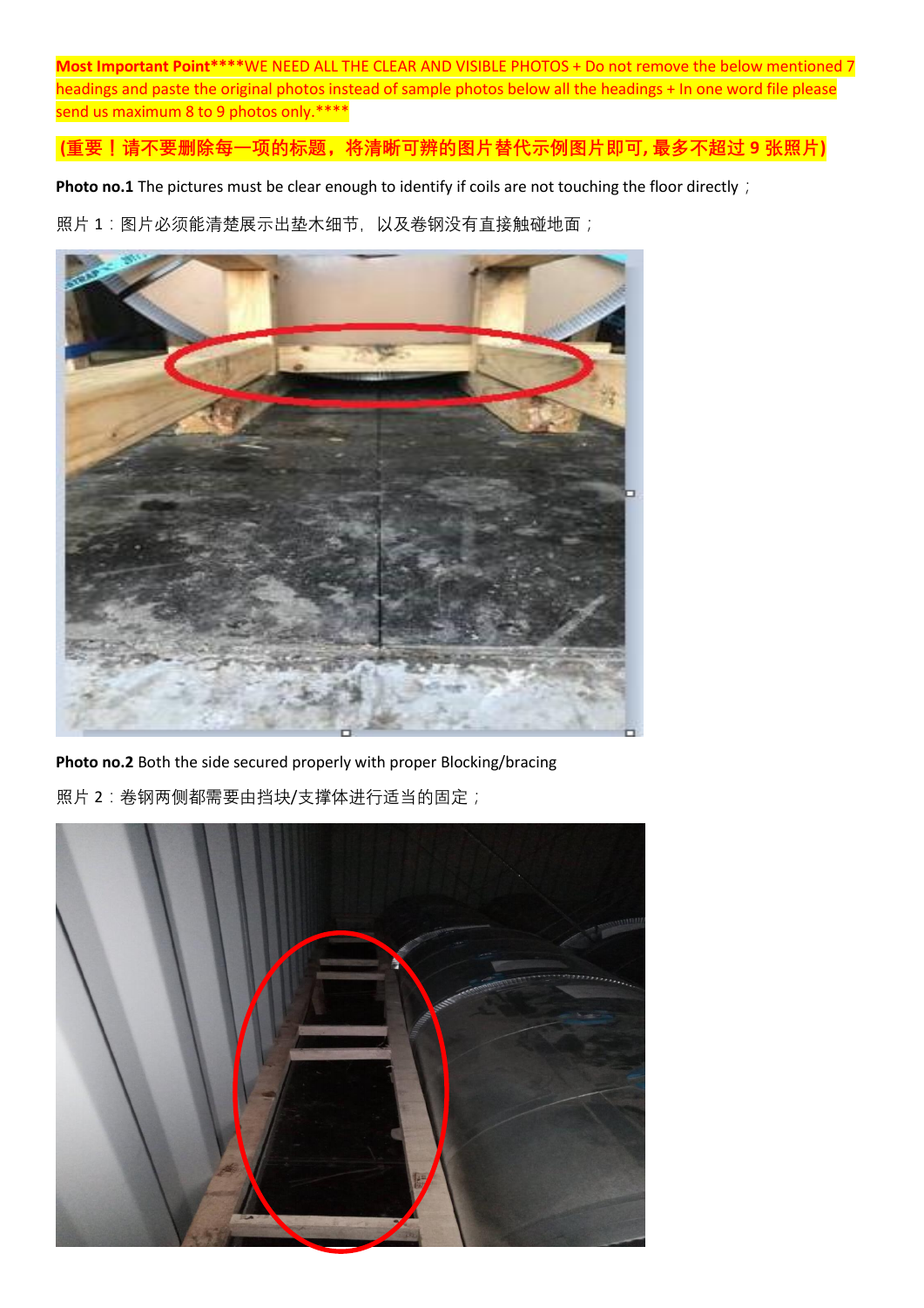**Most Important Point****WE NEED ALL THE CLEAR AND VISIBLE PHOTOS + Do not remove the below mentioned 7 headings and paste the original photos instead of sample photos below all the headings + In one word file please send us maximum 8 to 9 photos only.****

**(重要！请不要删除每一项的标题，将清晰可辨的图片替代示例图片即可,最多不超过 9 张照片)**

**Photo no.1** The pictures must be clear enough to identify if coils are not touching the floor directly；

照片 1：图片必须能清楚展示出垫木细节，以及卷钢没有直接触碰地面；

**Photo no.2** Both the side secured properly with proper Blocking/bracing

照片 2：卷钢两侧都需要由挡块/支撑体进行适当的固定；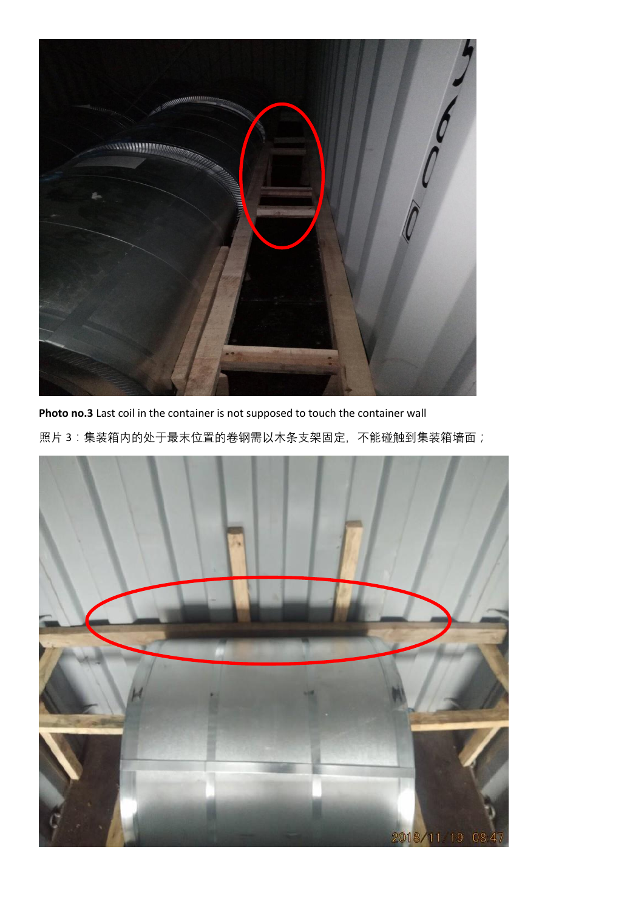**Photo no.3** Last coil in the container is not supposed to touch the container wall

照片 3：集装箱内的处于最末位置的卷钢需以木条支架固定，不能碰触到集装箱墙面；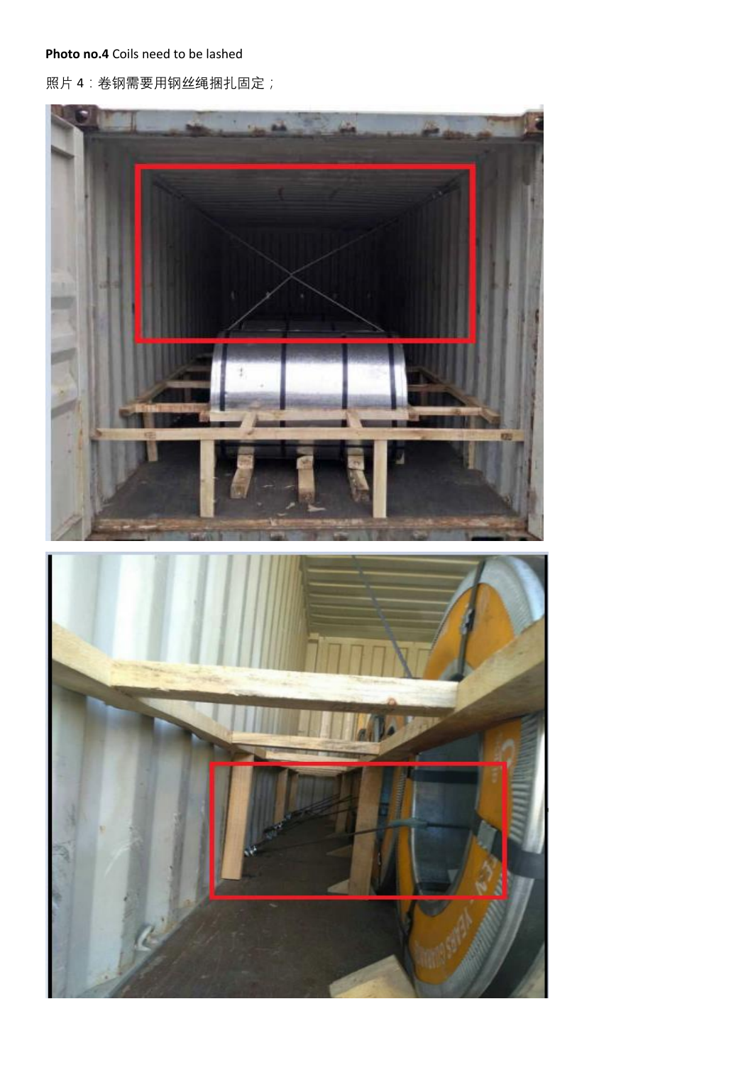**Photo no.4** Coils need to be lashed

照片 4：卷钢需要用钢丝绳捆扎固定；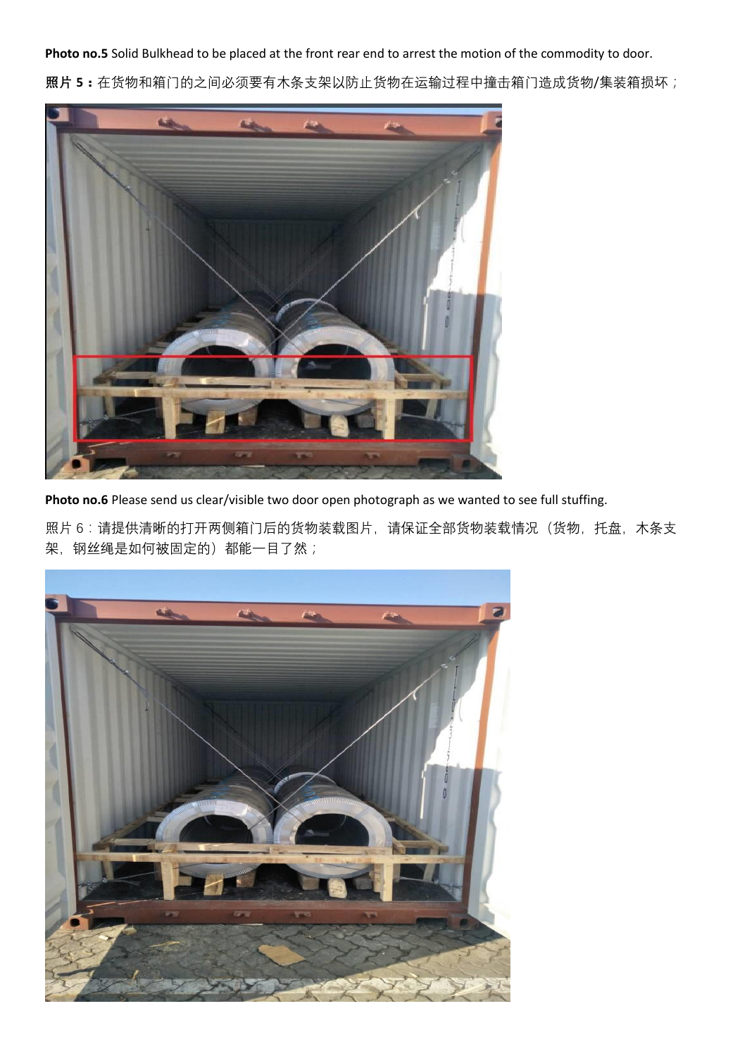**Photo no.5** Solid Bulkhead to be placed at the front rear end to arrest the motion of the commodity to door.

**照片 5：**在货物和箱门的之间必须要有木条支架以防止货物在运输过程中撞击箱门造成货物/集装箱损坏；

**Photo no.6** Please send us clear/visible two door open photograph as we wanted to see full stuffing.

照片 6：请提供清晰的打开两侧箱门后的货物装载图片，请保证全部货物装载情况（货物，托盘，木条支架，钢丝绳是如何被固定的）都能一目了然；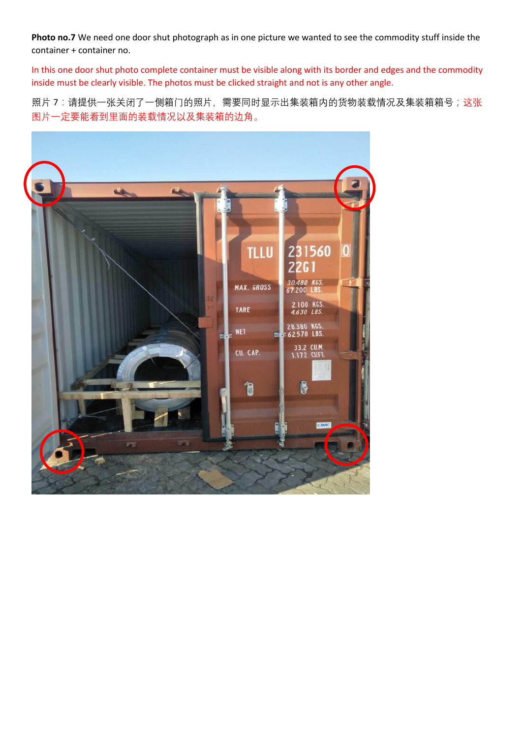**Photo no.7** We need one door shut photograph as in one picture we wanted to see the commodity stuff inside the container + container no.

In this one door shut photo complete container must be visible along with its border and edges and the commodity inside must be clearly visible. The photos must be clicked straight and not is any other angle.

照片 7：请提供一张关闭了一侧箱门的照片，需要同时显示出集装箱内的货物装载情况及集装箱箱号；这张图片一定要能看到里面的装载情况以及集装箱的边角。